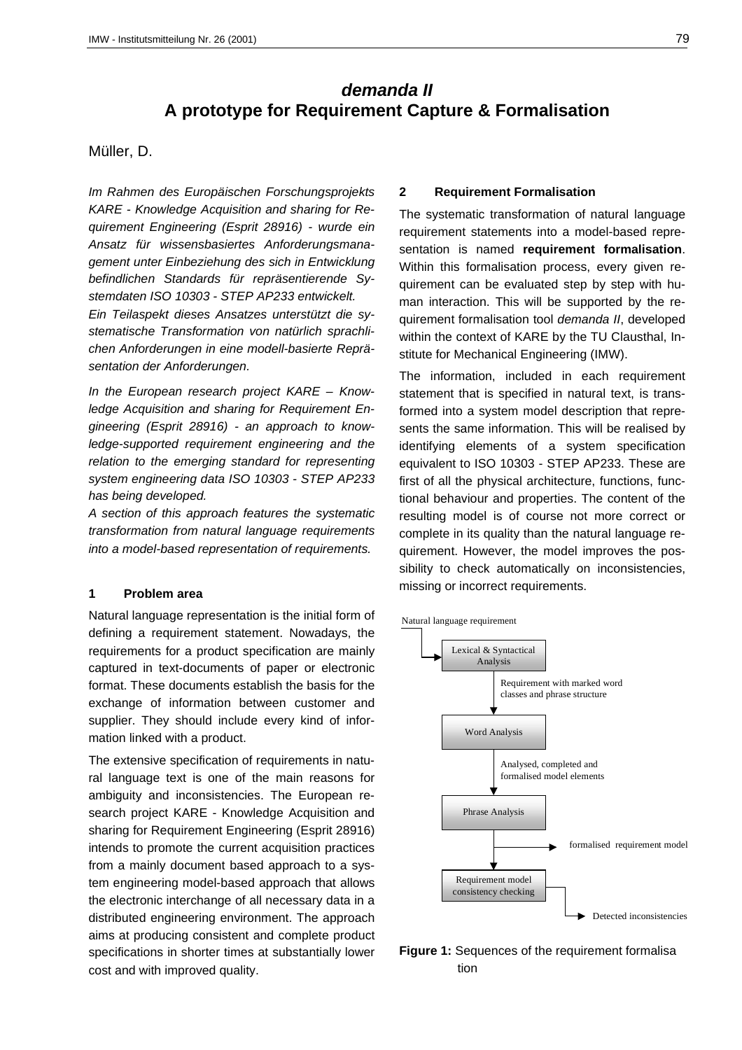# *demanda II*
# A prototype for Requirement Capture & Formalisation

Müller, D.

*Im Rahmen des Europäischen Forschungsprojekts KARE - Knowledge Acquisition and sharing for Requirement Engineering (Esprit 28916) - wurde ein Ansatz für wissensbasiertes Anforderungsmanagement unter Einbeziehung des sich in Entwicklung befindlichen Standards für repräsentierende Systemdaten ISO 10303 - STEP AP233 entwickelt.*

*Ein Teilaspekt dieses Ansatzes unterstützt die systematische Transformation von natürlich sprachlichen Anforderungen in eine modell-basierte Repräsentation der Anforderungen.*

*In the European research project KARE – Knowledge Acquisition and sharing for Requirement Engineering (Esprit 28916) - an approach to knowledge-supported requirement engineering and the relation to the emerging standard for representing system engineering data ISO 10303 - STEP AP233 has being developed.*

*A section of this approach features the systematic transformation from natural language requirements into a model-based representation of requirements.*

## 1 Problem area

Natural language representation is the initial form of defining a requirement statement. Nowadays, the requirements for a product specification are mainly captured in text-documents of paper or electronic format. These documents establish the basis for the exchange of information between customer and supplier. They should include every kind of information linked with a product.

The extensive specification of requirements in natural language text is one of the main reasons for ambiguity and inconsistencies. The European research project KARE - Knowledge Acquisition and sharing for Requirement Engineering (Esprit 28916) intends to promote the current acquisition practices from a mainly document based approach to a system engineering model-based approach that allows the electronic interchange of all necessary data in a distributed engineering environment. The approach aims at producing consistent and complete product specifications in shorter times at substantially lower cost and with improved quality.

## 2 Requirement Formalisation

The systematic transformation of natural language requirement statements into a model-based representation is named **requirement formalisation**. Within this formalisation process, every given requirement can be evaluated step by step with human interaction. This will be supported by the requirement formalisation tool *demanda II*, developed within the context of KARE by the TU Clausthal, Institute for Mechanical Engineering (IMW).

The information, included in each requirement statement that is specified in natural text, is transformed into a system model description that represents the same information. This will be realised by identifying elements of a system specification equivalent to ISO 10303 - STEP AP233. These are first of all the physical architecture, functions, functional behaviour and properties. The content of the resulting model is of course not more correct or complete in its quality than the natural language requirement. However, the model improves the possibility to check automatically on inconsistencies, missing or incorrect requirements.

Natural language requirement → Lexical & Syntactical Analysis → (Requirement with marked word classes and phrase structure) → Word Analysis → (Analysed, completed and formalised model elements) → Phrase Analysis → formalised requirement model; → Requirement model consistency checking → Detected inconsistencies

**Figure 1:** Sequences of the requirement formalisation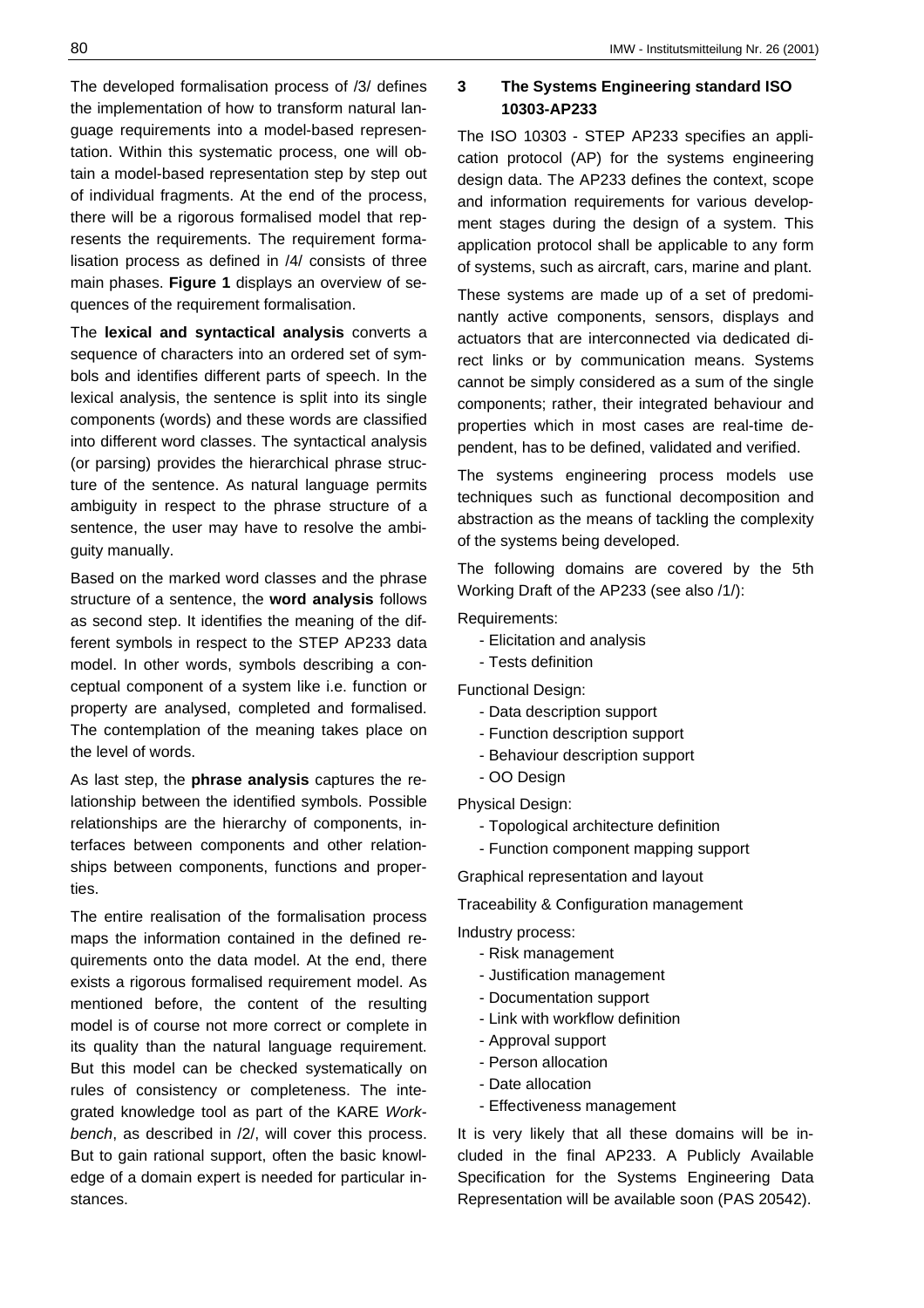The developed formalisation process of /3/ defines the implementation of how to transform natural language requirements into a model-based representation. Within this systematic process, one will obtain a model-based representation step by step out of individual fragments. At the end of the process, there will be a rigorous formalised model that represents the requirements. The requirement formalisation process as defined in /4/ consists of three main phases. **Figure 1** displays an overview of sequences of the requirement formalisation.

The **lexical and syntactical analysis** converts a sequence of characters into an ordered set of symbols and identifies different parts of speech. In the lexical analysis, the sentence is split into its single components (words) and these words are classified into different word classes. The syntactical analysis (or parsing) provides the hierarchical phrase structure of the sentence. As natural language permits ambiguity in respect to the phrase structure of a sentence, the user may have to resolve the ambiguity manually.

Based on the marked word classes and the phrase structure of a sentence, the **word analysis** follows as second step. It identifies the meaning of the different symbols in respect to the STEP AP233 data model. In other words, symbols describing a conceptual component of a system like i.e. function or property are analysed, completed and formalised. The contemplation of the meaning takes place on the level of words.

As last step, the **phrase analysis** captures the relationship between the identified symbols. Possible relationships are the hierarchy of components, interfaces between components and other relationships between components, functions and properties.

The entire realisation of the formalisation process maps the information contained in the defined requirements onto the data model. At the end, there exists a rigorous formalised requirement model. As mentioned before, the content of the resulting model is of course not more correct or complete in its quality than the natural language requirement. But this model can be checked systematically on rules of consistency or completeness. The integrated knowledge tool as part of the KARE *Workbench*, as described in /2/, will cover this process. But to gain rational support, often the basic knowledge of a domain expert is needed for particular instances.

## 3 The Systems Engineering standard ISO 10303-AP233

The ISO 10303 - STEP AP233 specifies an application protocol (AP) for the systems engineering design data. The AP233 defines the context, scope and information requirements for various development stages during the design of a system. This application protocol shall be applicable to any form of systems, such as aircraft, cars, marine and plant.

These systems are made up of a set of predominantly active components, sensors, displays and actuators that are interconnected via dedicated direct links or by communication means. Systems cannot be simply considered as a sum of the single components; rather, their integrated behaviour and properties which in most cases are real-time dependent, has to be defined, validated and verified.

The systems engineering process models use techniques such as functional decomposition and abstraction as the means of tackling the complexity of the systems being developed.

The following domains are covered by the 5th Working Draft of the AP233 (see also /1/):

Requirements:

- Elicitation and analysis
- Tests definition

Functional Design:

- Data description support
- Function description support
- Behaviour description support
- OO Design

Physical Design:

- Topological architecture definition
- Function component mapping support

Graphical representation and layout

Traceability & Configuration management

Industry process:

- Risk management
- Justification management
- Documentation support
- Link with workflow definition
- Approval support
- Person allocation
- Date allocation
- Effectiveness management

It is very likely that all these domains will be included in the final AP233. A Publicly Available Specification for the Systems Engineering Data Representation will be available soon (PAS 20542).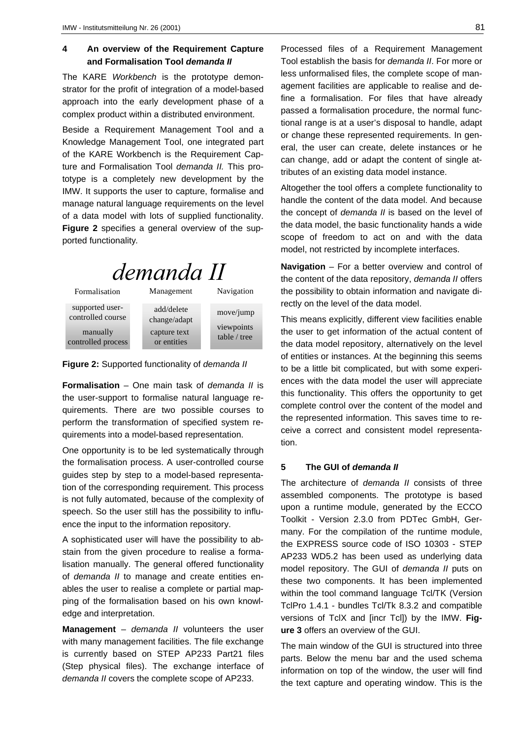## 4 An overview of the Requirement Capture and Formalisation Tool *demanda II*

The KARE *Workbench* is the prototype demonstrator for the profit of integration of a model-based approach into the early development phase of a complex product within a distributed environment.

Beside a Requirement Management Tool and a Knowledge Management Tool, one integrated part of the KARE Workbench is the Requirement Capture and Formalisation Tool *demanda II.* This prototype is a completely new development by the IMW. It supports the user to capture, formalise and manage natural language requirements on the level of a data model with lots of supplied functionality. **Figure 2** specifies a general overview of the supported functionality.

*demanda II*

| Formalisation | Management | Navigation |
| --- | --- | --- |
| supported user-controlled course | add/delete change/adapt | move/jump |
| manually controlled process | capture text or entities | viewpoints table / tree |

**Figure 2:** Supported functionality of *demanda II*

**Formalisation** – One main task of *demanda II* is the user-support to formalise natural language requirements. There are two possible courses to perform the transformation of specified system requirements into a model-based representation.

One opportunity is to be led systematically through the formalisation process. A user-controlled course guides step by step to a model-based representation of the corresponding requirement. This process is not fully automated, because of the complexity of speech. So the user still has the possibility to influence the input to the information repository.

A sophisticated user will have the possibility to abstain from the given procedure to realise a formalisation manually. The general offered functionality of *demanda II* to manage and create entities enables the user to realise a complete or partial mapping of the formalisation based on his own knowledge and interpretation.

**Management** – *demanda II* volunteers the user with many management facilities. The file exchange is currently based on STEP AP233 Part21 files (Step physical files). The exchange interface of *demanda II* covers the complete scope of AP233.

Processed files of a Requirement Management Tool establish the basis for *demanda II*. For more or less unformalised files, the complete scope of management facilities are applicable to realise and define a formalisation. For files that have already passed a formalisation procedure, the normal functional range is at a user's disposal to handle, adapt or change these represented requirements. In general, the user can create, delete instances or he can change, add or adapt the content of single attributes of an existing data model instance.

Altogether the tool offers a complete functionality to handle the content of the data model. And because the concept of *demanda II* is based on the level of the data model, the basic functionality hands a wide scope of freedom to act on and with the data model, not restricted by incomplete interfaces.

**Navigation** – For a better overview and control of the content of the data repository, *demanda II* offers the possibility to obtain information and navigate directly on the level of the data model.

This means explicitly, different view facilities enable the user to get information of the actual content of the data model repository, alternatively on the level of entities or instances. At the beginning this seems to be a little bit complicated, but with some experiences with the data model the user will appreciate this functionality. This offers the opportunity to get complete control over the content of the model and the represented information. This saves time to receive a correct and consistent model representation.

## 5 The GUI of *demanda II*

The architecture of *demanda II* consists of three assembled components. The prototype is based upon a runtime module, generated by the ECCO Toolkit - Version 2.3.0 from PDTec GmbH, Germany. For the compilation of the runtime module, the EXPRESS source code of ISO 10303 - STEP AP233 WD5.2 has been used as underlying data model repository. The GUI of *demanda II* puts on these two components. It has been implemented within the tool command language Tcl/TK (Version TclPro 1.4.1 - bundles Tcl/Tk 8.3.2 and compatible versions of TclX and [incr Tcl]) by the IMW. **Figure 3** offers an overview of the GUI.

The main window of the GUI is structured into three parts. Below the menu bar and the used schema information on top of the window, the user will find the text capture and operating window. This is the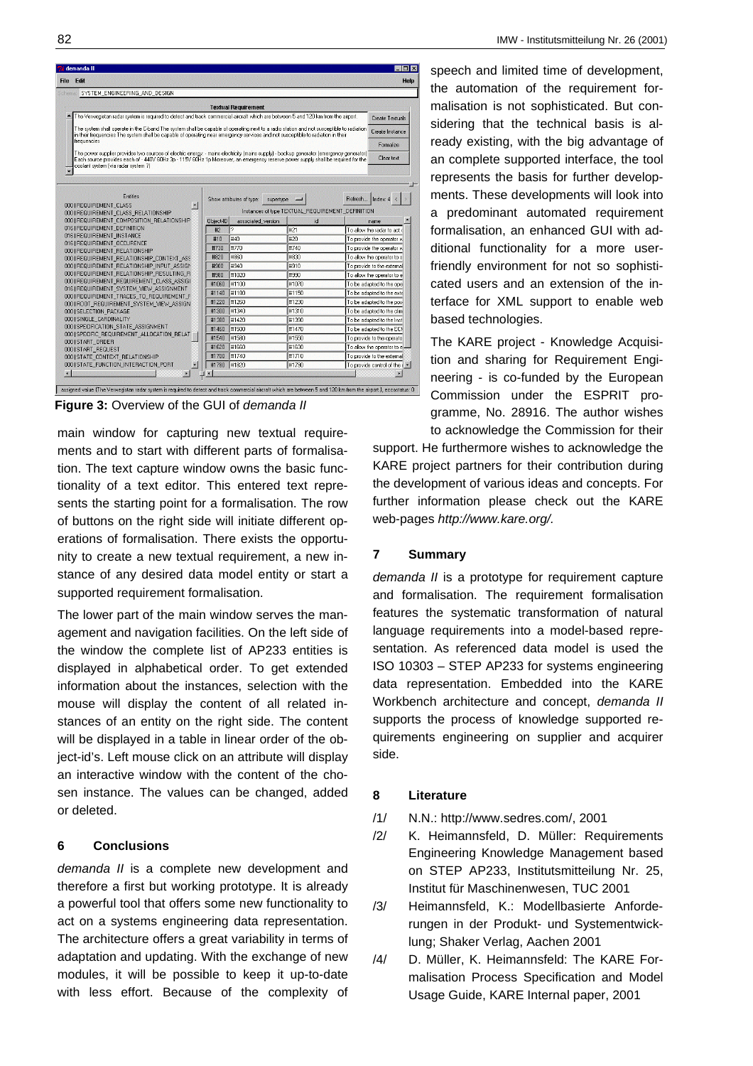**Figure 3:** Overview of the GUI of *demanda II*

main window for capturing new textual requirements and to start with different parts of formalisation. The text capture window owns the basic functionality of a text editor. This entered text represents the starting point for a formalisation. The row of buttons on the right side will initiate different operations of formalisation. There exists the opportunity to create a new textual requirement, a new instance of any desired data model entity or start a supported requirement formalisation.

The lower part of the main window serves the management and navigation facilities. On the left side of the window the complete list of AP233 entities is displayed in alphabetical order. To get extended information about the instances, selection with the mouse will display the content of all related instances of an entity on the right side. The content will be displayed in a table in linear order of the object-id's. Left mouse click on an attribute will display an interactive window with the content of the chosen instance. The values can be changed, added or deleted.

## 6 Conclusions

*demanda II* is a complete new development and therefore a first but working prototype. It is already a powerful tool that offers some new functionality to act on a systems engineering data representation. The architecture offers a great variability in terms of adaptation and updating. With the exchange of new modules, it will be possible to keep it up-to-date with less effort. Because of the complexity of speech and limited time of development, the automation of the requirement formalisation is not sophisticated. But considering that the technical basis is already existing, with the big advantage of an complete supported interface, the tool represents the basis for further developments. These developments will look into a predominant automated requirement formalisation, an enhanced GUI with additional functionality for a more user-friendly environment for not so sophisticated users and an extension of the interface for XML support to enable web based technologies.

The KARE project - Knowledge Acquisition and sharing for Requirement Engineering - is co-funded by the European Commission under the ESPRIT programme, No. 28916. The author wishes to acknowledge the Commission for their support. He furthermore wishes to acknowledge the KARE project partners for their contribution during the development of various ideas and concepts. For further information please check out the KARE web-pages *http://www.kare.org/*.

## 7 Summary

*demanda II* is a prototype for requirement capture and formalisation. The requirement formalisation features the systematic transformation of natural language requirements into a model-based representation. As referenced data model is used the ISO 10303 – STEP AP233 for systems engineering data representation. Embedded into the KARE Workbench architecture and concept, *demanda II* supports the process of knowledge supported requirements engineering on supplier and acquirer side.

## 8 Literature

/1/ N.N.: http://www.sedres.com/, 2001

/2/ K. Heimannsfeld, D. Müller: Requirements Engineering Knowledge Management based on STEP AP233, Institutsmitteilung Nr. 25, Institut für Maschinenwesen, TUC 2001

/3/ Heimannsfeld, K.: Modellbasierte Anforderungen in der Produkt- und Systementwicklung; Shaker Verlag, Aachen 2001

/4/ D. Müller, K. Heimannsfeld: The KARE Formalisation Process Specification and Model Usage Guide, KARE Internal paper, 2001